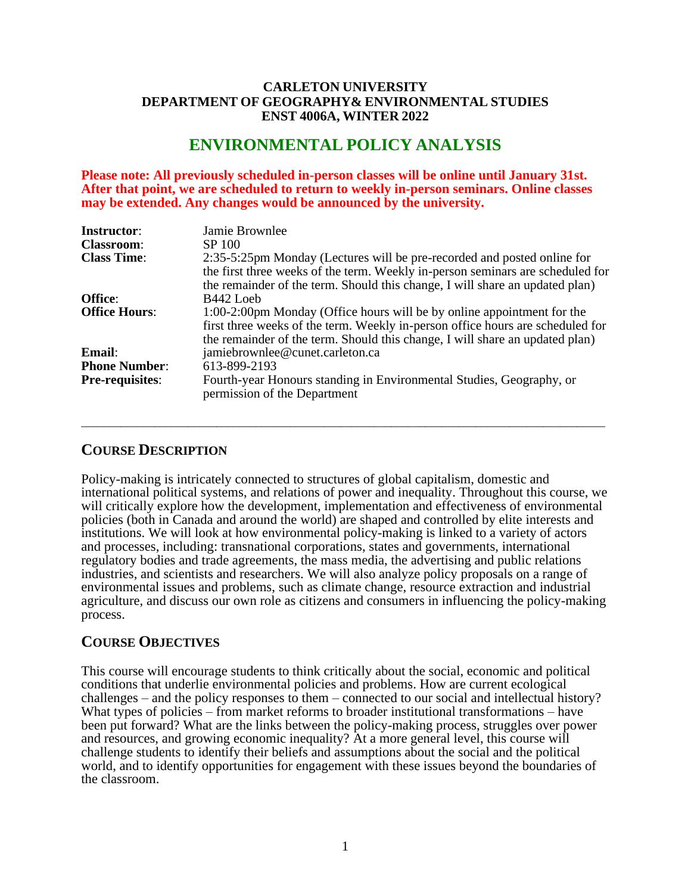**CARLETON UNIVERSITY**
**DEPARTMENT OF GEOGRAPHY& ENVIRONMENTAL STUDIES**
**ENST 4006A, WINTER 2022**

# ENVIRONMENTAL POLICY ANALYSIS

**Please note: All previously scheduled in-person classes will be online until January 31st. After that point, we are scheduled to return to weekly in-person seminars. Online classes may be extended. Any changes would be announced by the university.**

| | |
|---|---|
| **Instructor**: | Jamie Brownlee |
| **Classroom**: | SP 100 |
| **Class Time**: | 2:35-5:25pm Monday (Lectures will be pre-recorded and posted online for the first three weeks of the term. Weekly in-person seminars are scheduled for the remainder of the term. Should this change, I will share an updated plan) |
| **Office**: | B442 Loeb |
| **Office Hours**: | 1:00-2:00pm Monday (Office hours will be by online appointment for the first three weeks of the term. Weekly in-person office hours are scheduled for the remainder of the term. Should this change, I will share an updated plan) |
| **Email**: | jamiebrownlee@cunet.carleton.ca |
| **Phone Number**: | 613-899-2193 |
| **Pre-requisites**: | Fourth-year Honours standing in Environmental Studies, Geography, or permission of the Department |

---

## COURSE DESCRIPTION

Policy-making is intricately connected to structures of global capitalism, domestic and international political systems, and relations of power and inequality. Throughout this course, we will critically explore how the development, implementation and effectiveness of environmental policies (both in Canada and around the world) are shaped and controlled by elite interests and institutions. We will look at how environmental policy-making is linked to a variety of actors and processes, including: transnational corporations, states and governments, international regulatory bodies and trade agreements, the mass media, the advertising and public relations industries, and scientists and researchers. We will also analyze policy proposals on a range of environmental issues and problems, such as climate change, resource extraction and industrial agriculture, and discuss our own role as citizens and consumers in influencing the policy-making process.

## COURSE OBJECTIVES

This course will encourage students to think critically about the social, economic and political conditions that underlie environmental policies and problems. How are current ecological challenges – and the policy responses to them – connected to our social and intellectual history? What types of policies – from market reforms to broader institutional transformations – have been put forward? What are the links between the policy-making process, struggles over power and resources, and growing economic inequality? At a more general level, this course will challenge students to identify their beliefs and assumptions about the social and the political world, and to identify opportunities for engagement with these issues beyond the boundaries of the classroom.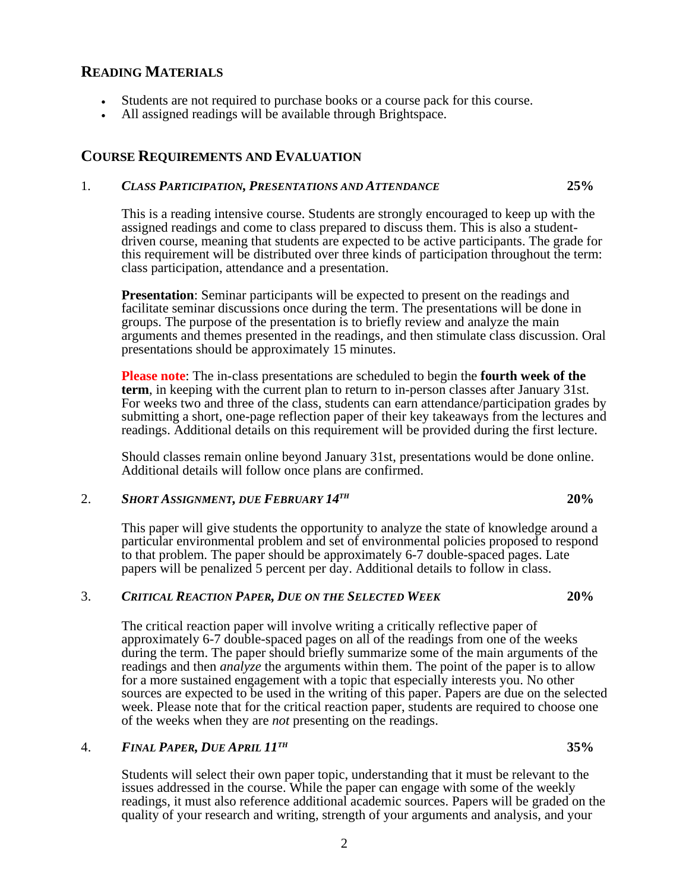## READING MATERIALS

- Students are not required to purchase books or a course pack for this course.
- All assigned readings will be available through Brightspace.

## COURSE REQUIREMENTS AND EVALUATION

### 1. *CLASS PARTICIPATION, PRESENTATIONS AND ATTENDANCE* — 25%

This is a reading intensive course. Students are strongly encouraged to keep up with the assigned readings and come to class prepared to discuss them. This is also a student-driven course, meaning that students are expected to be active participants. The grade for this requirement will be distributed over three kinds of participation throughout the term: class participation, attendance and a presentation.

**Presentation**: Seminar participants will be expected to present on the readings and facilitate seminar discussions once during the term. The presentations will be done in groups. The purpose of the presentation is to briefly review and analyze the main arguments and themes presented in the readings, and then stimulate class discussion. Oral presentations should be approximately 15 minutes.

**Please note**: The in-class presentations are scheduled to begin the **fourth week of the term**, in keeping with the current plan to return to in-person classes after January 31st. For weeks two and three of the class, students can earn attendance/participation grades by submitting a short, one-page reflection paper of their key takeaways from the lectures and readings. Additional details on this requirement will be provided during the first lecture.

Should classes remain online beyond January 31st, presentations would be done online. Additional details will follow once plans are confirmed.

### 2. *SHORT ASSIGNMENT, DUE FEBRUARY 14TH* — 20%

This paper will give students the opportunity to analyze the state of knowledge around a particular environmental problem and set of environmental policies proposed to respond to that problem. The paper should be approximately 6-7 double-spaced pages. Late papers will be penalized 5 percent per day. Additional details to follow in class.

### 3. *CRITICAL REACTION PAPER, DUE ON THE SELECTED WEEK* — 20%

The critical reaction paper will involve writing a critically reflective paper of approximately 6-7 double-spaced pages on all of the readings from one of the weeks during the term. The paper should briefly summarize some of the main arguments of the readings and then *analyze* the arguments within them. The point of the paper is to allow for a more sustained engagement with a topic that especially interests you. No other sources are expected to be used in the writing of this paper. Papers are due on the selected week. Please note that for the critical reaction paper, students are required to choose one of the weeks when they are *not* presenting on the readings.

### 4. *FINAL PAPER, DUE APRIL 11TH* — 35%

Students will select their own paper topic, understanding that it must be relevant to the issues addressed in the course. While the paper can engage with some of the weekly readings, it must also reference additional academic sources. Papers will be graded on the quality of your research and writing, strength of your arguments and analysis, and your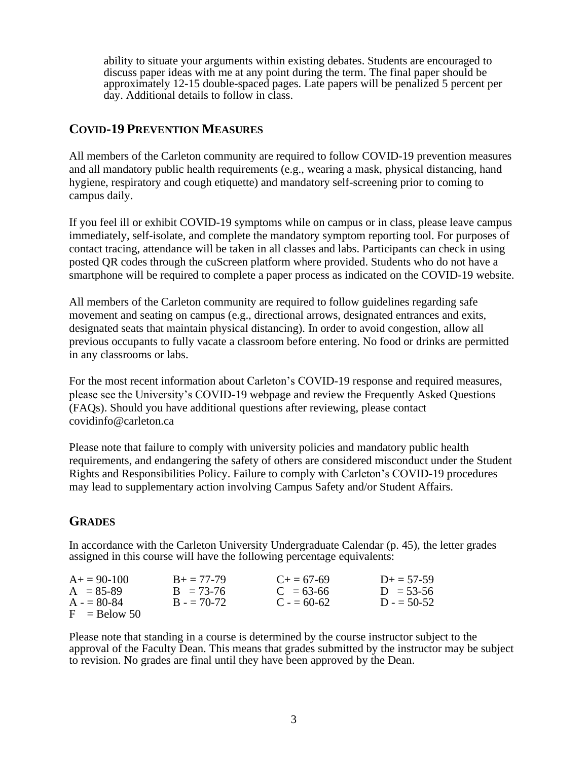ability to situate your arguments within existing debates. Students are encouraged to discuss paper ideas with me at any point during the term. The final paper should be approximately 12-15 double-spaced pages. Late papers will be penalized 5 percent per day. Additional details to follow in class.

## COVID-19 Prevention Measures

All members of the Carleton community are required to follow COVID-19 prevention measures and all mandatory public health requirements (e.g., wearing a mask, physical distancing, hand hygiene, respiratory and cough etiquette) and mandatory self-screening prior to coming to campus daily.

If you feel ill or exhibit COVID-19 symptoms while on campus or in class, please leave campus immediately, self-isolate, and complete the mandatory symptom reporting tool. For purposes of contact tracing, attendance will be taken in all classes and labs. Participants can check in using posted QR codes through the cuScreen platform where provided. Students who do not have a smartphone will be required to complete a paper process as indicated on the COVID-19 website.

All members of the Carleton community are required to follow guidelines regarding safe movement and seating on campus (e.g., directional arrows, designated entrances and exits, designated seats that maintain physical distancing). In order to avoid congestion, allow all previous occupants to fully vacate a classroom before entering. No food or drinks are permitted in any classrooms or labs.

For the most recent information about Carleton's COVID-19 response and required measures, please see the University's COVID-19 webpage and review the Frequently Asked Questions (FAQs). Should you have additional questions after reviewing, please contact covidinfo@carleton.ca

Please note that failure to comply with university policies and mandatory public health requirements, and endangering the safety of others are considered misconduct under the Student Rights and Responsibilities Policy. Failure to comply with Carleton's COVID-19 procedures may lead to supplementary action involving Campus Safety and/or Student Affairs.

## Grades

In accordance with the Carleton University Undergraduate Calendar (p. 45), the letter grades assigned in this course will have the following percentage equivalents:

| | | | |
|---|---|---|---|
| A+ = 90-100 | B+ = 77-79 | C+ = 67-69 | D+ = 57-59 |
| A = 85-89 | B = 73-76 | C = 63-66 | D = 53-56 |
| A - = 80-84 | B - = 70-72 | C - = 60-62 | D - = 50-52 |
| F = Below 50 | | | |

Please note that standing in a course is determined by the course instructor subject to the approval of the Faculty Dean. This means that grades submitted by the instructor may be subject to revision. No grades are final until they have been approved by the Dean.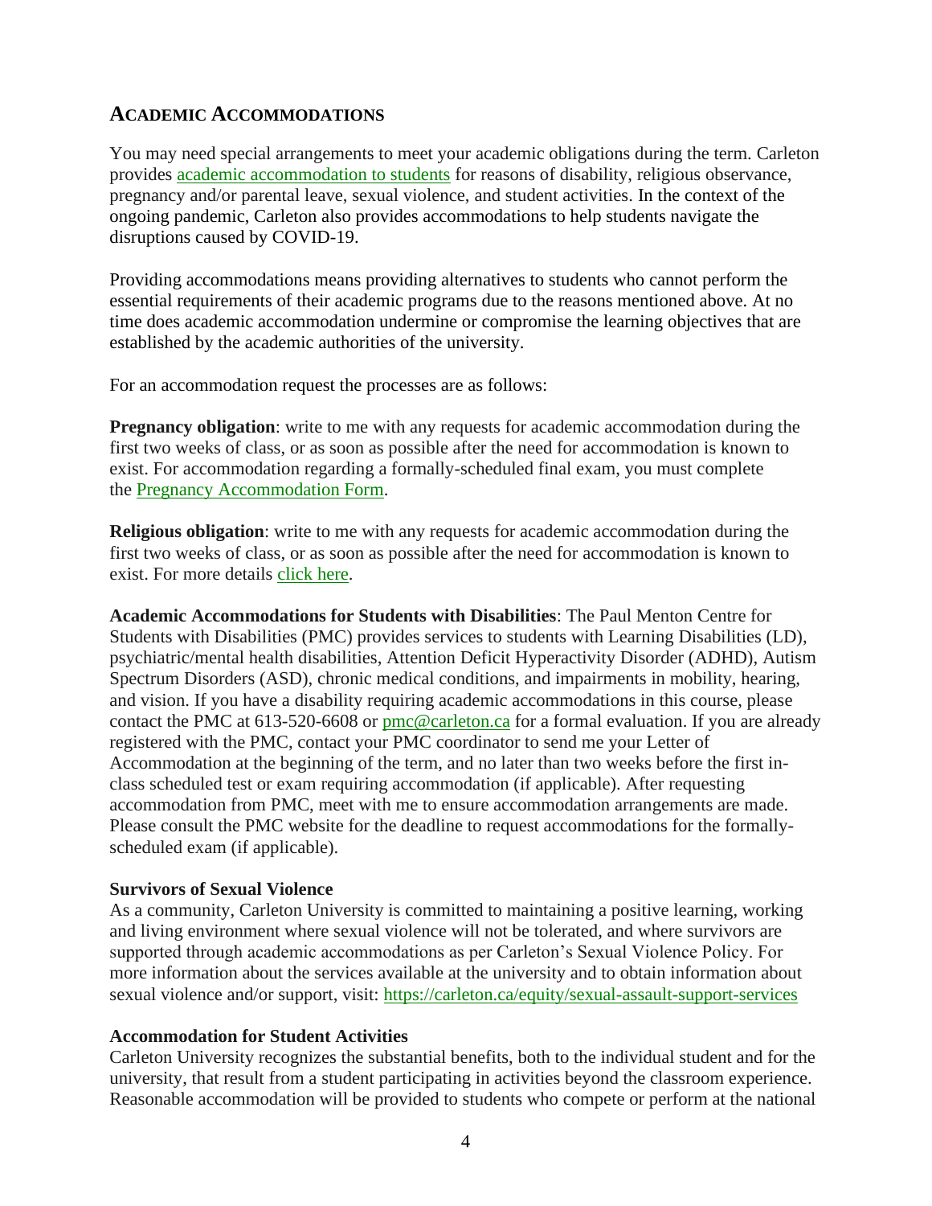## ACADEMIC ACCOMMODATIONS

You may need special arrangements to meet your academic obligations during the term. Carleton provides [academic accommodation to students]() for reasons of disability, religious observance, pregnancy and/or parental leave, sexual violence, and student activities. In the context of the ongoing pandemic, Carleton also provides accommodations to help students navigate the disruptions caused by COVID-19.

Providing accommodations means providing alternatives to students who cannot perform the essential requirements of their academic programs due to the reasons mentioned above. At no time does academic accommodation undermine or compromise the learning objectives that are established by the academic authorities of the university.

For an accommodation request the processes are as follows:

**Pregnancy obligation**: write to me with any requests for academic accommodation during the first two weeks of class, or as soon as possible after the need for accommodation is known to exist. For accommodation regarding a formally-scheduled final exam, you must complete the [Pregnancy Accommodation Form]().

**Religious obligation**: write to me with any requests for academic accommodation during the first two weeks of class, or as soon as possible after the need for accommodation is known to exist. For more details [click here]().

**Academic Accommodations for Students with Disabilities**: The Paul Menton Centre for Students with Disabilities (PMC) provides services to students with Learning Disabilities (LD), psychiatric/mental health disabilities, Attention Deficit Hyperactivity Disorder (ADHD), Autism Spectrum Disorders (ASD), chronic medical conditions, and impairments in mobility, hearing, and vision. If you have a disability requiring academic accommodations in this course, please contact the PMC at 613-520-6608 or pmc@carleton.ca for a formal evaluation. If you are already registered with the PMC, contact your PMC coordinator to send me your Letter of Accommodation at the beginning of the term, and no later than two weeks before the first in-class scheduled test or exam requiring accommodation (if applicable). After requesting accommodation from PMC, meet with me to ensure accommodation arrangements are made. Please consult the PMC website for the deadline to request accommodations for the formally-scheduled exam (if applicable).

**Survivors of Sexual Violence**

As a community, Carleton University is committed to maintaining a positive learning, working and living environment where sexual violence will not be tolerated, and where survivors are supported through academic accommodations as per Carleton's Sexual Violence Policy. For more information about the services available at the university and to obtain information about sexual violence and/or support, visit: https://carleton.ca/equity/sexual-assault-support-services

**Accommodation for Student Activities**

Carleton University recognizes the substantial benefits, both to the individual student and for the university, that result from a student participating in activities beyond the classroom experience. Reasonable accommodation will be provided to students who compete or perform at the national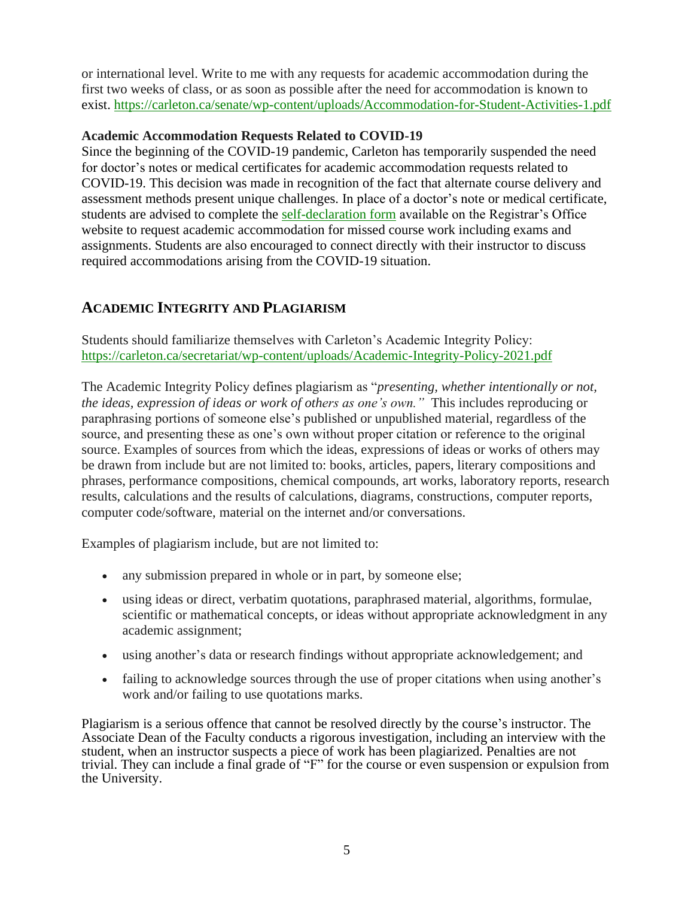or international level. Write to me with any requests for academic accommodation during the first two weeks of class, or as soon as possible after the need for accommodation is known to exist. https://carleton.ca/senate/wp-content/uploads/Accommodation-for-Student-Activities-1.pdf

**Academic Accommodation Requests Related to COVID-19**

Since the beginning of the COVID-19 pandemic, Carleton has temporarily suspended the need for doctor's notes or medical certificates for academic accommodation requests related to COVID-19. This decision was made in recognition of the fact that alternate course delivery and assessment methods present unique challenges. In place of a doctor's note or medical certificate, students are advised to complete the self-declaration form available on the Registrar's Office website to request academic accommodation for missed course work including exams and assignments. Students are also encouraged to connect directly with their instructor to discuss required accommodations arising from the COVID-19 situation.

## ACADEMIC INTEGRITY AND PLAGIARISM

Students should familiarize themselves with Carleton's Academic Integrity Policy: https://carleton.ca/secretariat/wp-content/uploads/Academic-Integrity-Policy-2021.pdf

The Academic Integrity Policy defines plagiarism as "*presenting, whether intentionally or not, the ideas, expression of ideas or work of others as one's own."* This includes reproducing or paraphrasing portions of someone else's published or unpublished material, regardless of the source, and presenting these as one's own without proper citation or reference to the original source. Examples of sources from which the ideas, expressions of ideas or works of others may be drawn from include but are not limited to: books, articles, papers, literary compositions and phrases, performance compositions, chemical compounds, art works, laboratory reports, research results, calculations and the results of calculations, diagrams, constructions, computer reports, computer code/software, material on the internet and/or conversations.

Examples of plagiarism include, but are not limited to:

- any submission prepared in whole or in part, by someone else;
- using ideas or direct, verbatim quotations, paraphrased material, algorithms, formulae, scientific or mathematical concepts, or ideas without appropriate acknowledgment in any academic assignment;
- using another's data or research findings without appropriate acknowledgement; and
- failing to acknowledge sources through the use of proper citations when using another's work and/or failing to use quotations marks.

Plagiarism is a serious offence that cannot be resolved directly by the course's instructor. The Associate Dean of the Faculty conducts a rigorous investigation, including an interview with the student, when an instructor suspects a piece of work has been plagiarized. Penalties are not trivial. They can include a final grade of "F" for the course or even suspension or expulsion from the University.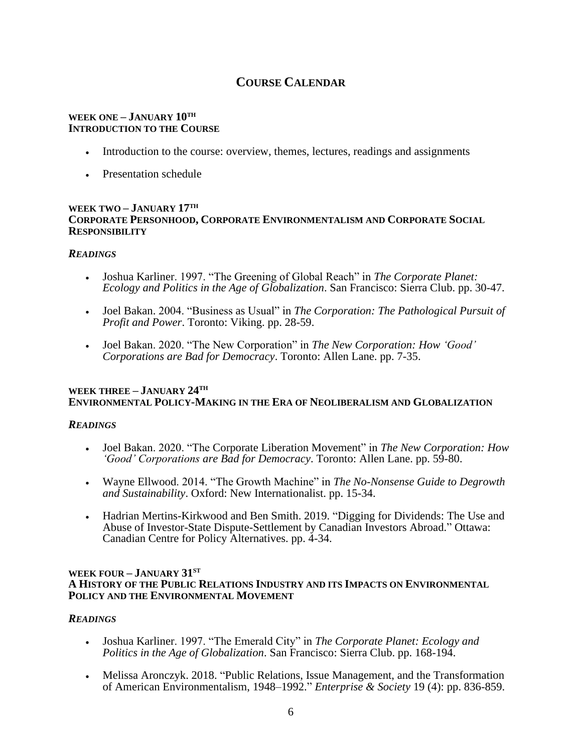# Course Calendar

### WEEK ONE – JANUARY 10TH
### INTRODUCTION TO THE COURSE

- Introduction to the course: overview, themes, lectures, readings and assignments
- Presentation schedule

### WEEK TWO – JANUARY 17TH
### CORPORATE PERSONHOOD, CORPORATE ENVIRONMENTALISM AND CORPORATE SOCIAL RESPONSIBILITY

***READINGS***

- Joshua Karliner. 1997. "The Greening of Global Reach" in *The Corporate Planet: Ecology and Politics in the Age of Globalization*. San Francisco: Sierra Club. pp. 30-47.
- Joel Bakan. 2004. "Business as Usual" in *The Corporation: The Pathological Pursuit of Profit and Power*. Toronto: Viking. pp. 28-59.
- Joel Bakan. 2020. "The New Corporation" in *The New Corporation: How 'Good' Corporations are Bad for Democracy*. Toronto: Allen Lane. pp. 7-35.

### WEEK THREE – JANUARY 24TH
### ENVIRONMENTAL POLICY-MAKING IN THE ERA OF NEOLIBERALISM AND GLOBALIZATION

***READINGS***

- Joel Bakan. 2020. "The Corporate Liberation Movement" in *The New Corporation: How 'Good' Corporations are Bad for Democracy*. Toronto: Allen Lane. pp. 59-80.
- Wayne Ellwood. 2014. "The Growth Machine" in *The No-Nonsense Guide to Degrowth and Sustainability*. Oxford: New Internationalist. pp. 15-34.
- Hadrian Mertins-Kirkwood and Ben Smith. 2019. "Digging for Dividends: The Use and Abuse of Investor-State Dispute-Settlement by Canadian Investors Abroad." Ottawa: Canadian Centre for Policy Alternatives. pp. 4-34.

### WEEK FOUR – JANUARY 31ST
### A HISTORY OF THE PUBLIC RELATIONS INDUSTRY AND ITS IMPACTS ON ENVIRONMENTAL POLICY AND THE ENVIRONMENTAL MOVEMENT

***READINGS***

- Joshua Karliner. 1997. "The Emerald City" in *The Corporate Planet: Ecology and Politics in the Age of Globalization*. San Francisco: Sierra Club. pp. 168-194.
- Melissa Aronczyk. 2018. "Public Relations, Issue Management, and the Transformation of American Environmentalism, 1948–1992." *Enterprise & Society* 19 (4): pp. 836-859.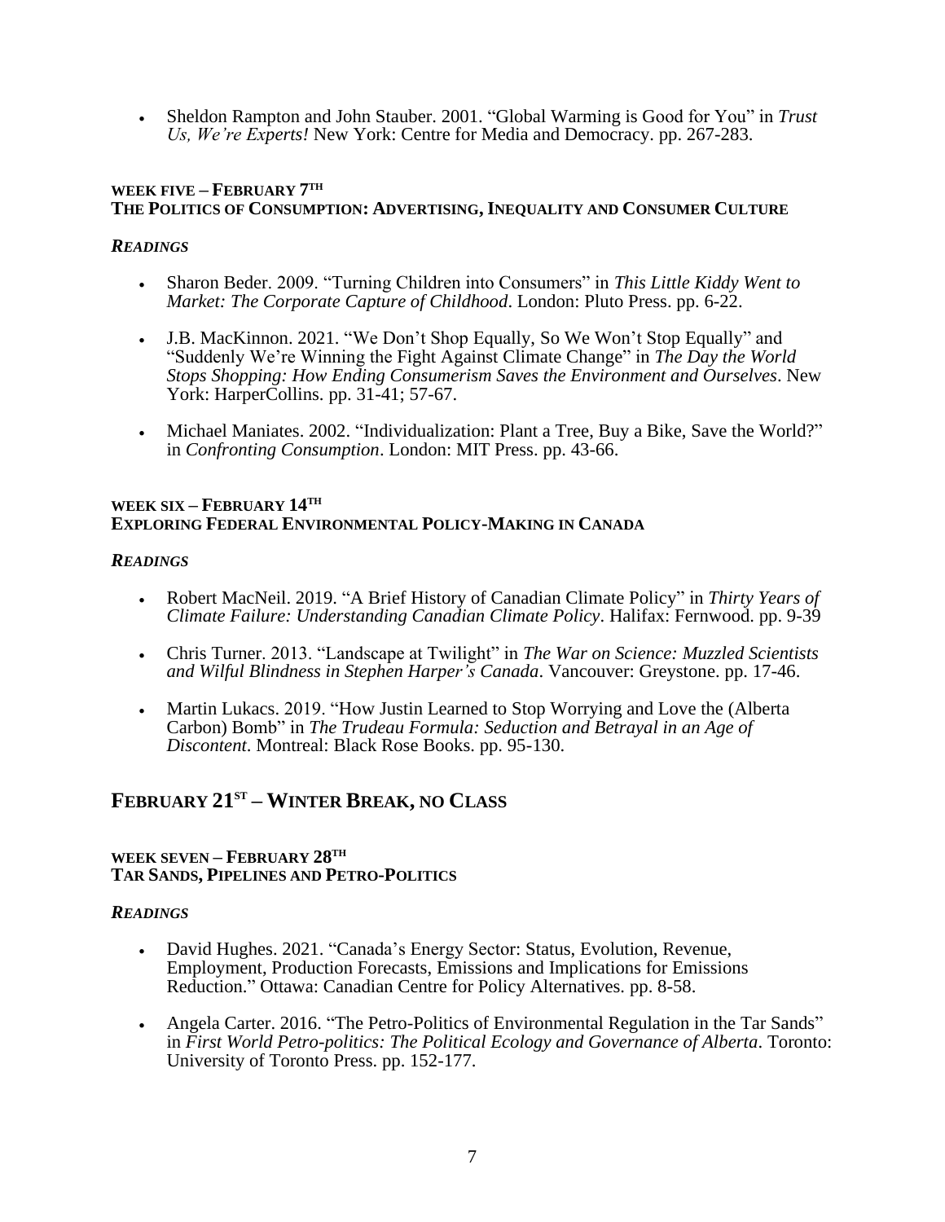- Sheldon Rampton and John Stauber. 2001. "Global Warming is Good for You" in *Trust Us, We're Experts!* New York: Centre for Media and Democracy. pp. 267-283.

#### WEEK FIVE – FEBRUARY 7TH
#### THE POLITICS OF CONSUMPTION: ADVERTISING, INEQUALITY AND CONSUMER CULTURE

***READINGS***

- Sharon Beder. 2009. "Turning Children into Consumers" in *This Little Kiddy Went to Market: The Corporate Capture of Childhood*. London: Pluto Press. pp. 6-22.

- J.B. MacKinnon. 2021. "We Don't Shop Equally, So We Won't Stop Equally" and "Suddenly We're Winning the Fight Against Climate Change" in *The Day the World Stops Shopping: How Ending Consumerism Saves the Environment and Ourselves*. New York: HarperCollins. pp. 31-41; 57-67.

- Michael Maniates. 2002. "Individualization: Plant a Tree, Buy a Bike, Save the World?" in *Confronting Consumption*. London: MIT Press. pp. 43-66.

#### WEEK SIX – FEBRUARY 14TH
#### EXPLORING FEDERAL ENVIRONMENTAL POLICY-MAKING IN CANADA

***READINGS***

- Robert MacNeil. 2019. "A Brief History of Canadian Climate Policy" in *Thirty Years of Climate Failure: Understanding Canadian Climate Policy*. Halifax: Fernwood. pp. 9-39

- Chris Turner. 2013. "Landscape at Twilight" in *The War on Science: Muzzled Scientists and Wilful Blindness in Stephen Harper's Canada*. Vancouver: Greystone. pp. 17-46.

- Martin Lukacs. 2019. "How Justin Learned to Stop Worrying and Love the (Alberta Carbon) Bomb" in *The Trudeau Formula: Seduction and Betrayal in an Age of Discontent*. Montreal: Black Rose Books. pp. 95-130.

## FEBRUARY 21ST – WINTER BREAK, NO CLASS

#### WEEK SEVEN – FEBRUARY 28TH
#### TAR SANDS, PIPELINES AND PETRO-POLITICS

***READINGS***

- David Hughes. 2021. "Canada's Energy Sector: Status, Evolution, Revenue, Employment, Production Forecasts, Emissions and Implications for Emissions Reduction." Ottawa: Canadian Centre for Policy Alternatives. pp. 8-58.

- Angela Carter. 2016. "The Petro-Politics of Environmental Regulation in the Tar Sands" in *First World Petro-politics: The Political Ecology and Governance of Alberta*. Toronto: University of Toronto Press. pp. 152-177.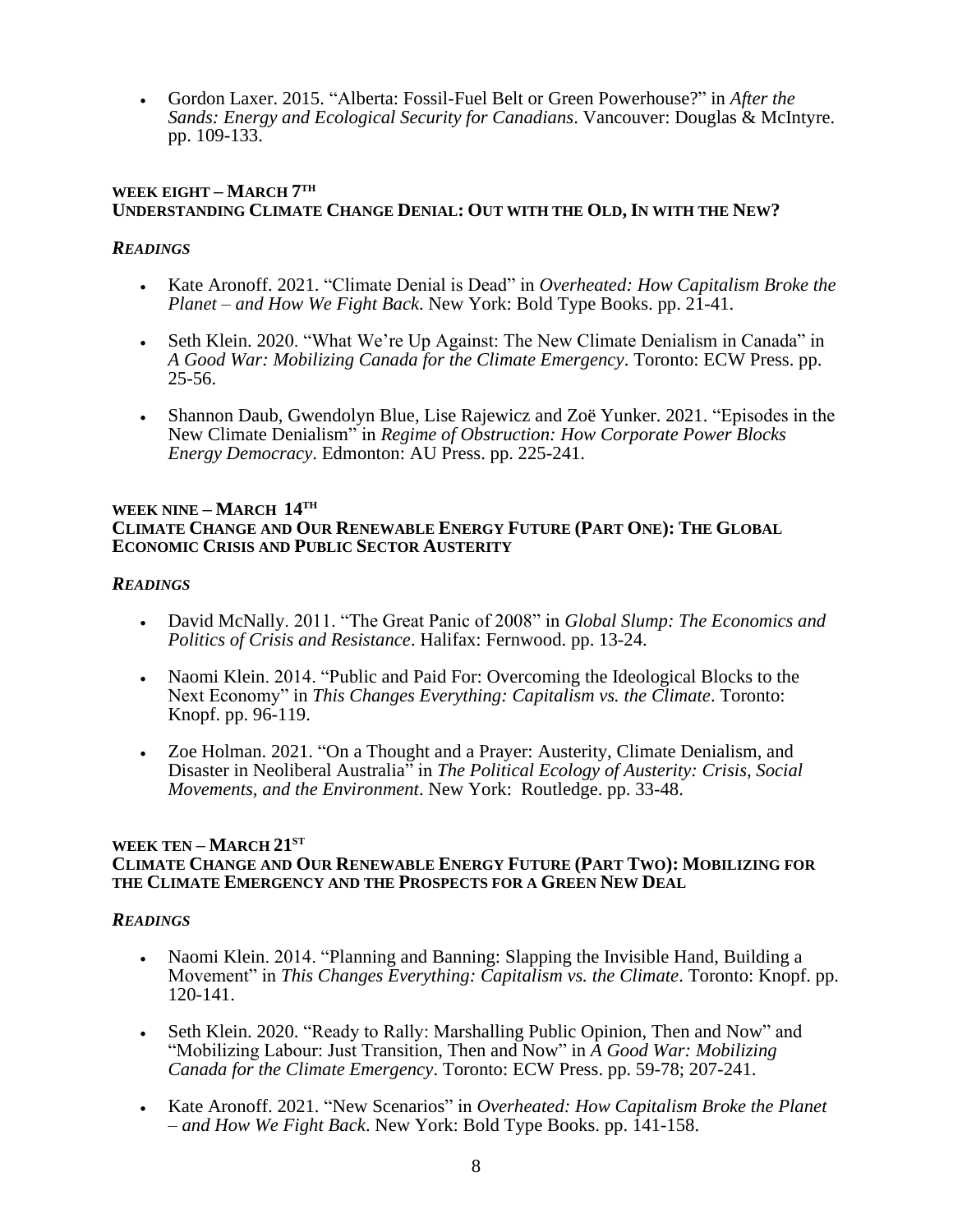- Gordon Laxer. 2015. "Alberta: Fossil-Fuel Belt or Green Powerhouse?" in *After the Sands: Energy and Ecological Security for Canadians*. Vancouver: Douglas & McIntyre. pp. 109-133.

### WEEK EIGHT – MARCH 7TH
### UNDERSTANDING CLIMATE CHANGE DENIAL: OUT WITH THE OLD, IN WITH THE NEW?

***READINGS***

- Kate Aronoff. 2021. "Climate Denial is Dead" in *Overheated: How Capitalism Broke the Planet – and How We Fight Back*. New York: Bold Type Books. pp. 21-41.

- Seth Klein. 2020. "What We're Up Against: The New Climate Denialism in Canada" in *A Good War: Mobilizing Canada for the Climate Emergency*. Toronto: ECW Press. pp. 25-56.

- Shannon Daub, Gwendolyn Blue, Lise Rajewicz and Zoë Yunker. 2021. "Episodes in the New Climate Denialism" in *Regime of Obstruction: How Corporate Power Blocks Energy Democracy*. Edmonton: AU Press. pp. 225-241.

### WEEK NINE – MARCH 14TH
### CLIMATE CHANGE AND OUR RENEWABLE ENERGY FUTURE (PART ONE): THE GLOBAL ECONOMIC CRISIS AND PUBLIC SECTOR AUSTERITY

***READINGS***

- David McNally. 2011. "The Great Panic of 2008" in *Global Slump: The Economics and Politics of Crisis and Resistance*. Halifax: Fernwood. pp. 13-24.

- Naomi Klein. 2014. "Public and Paid For: Overcoming the Ideological Blocks to the Next Economy" in *This Changes Everything: Capitalism vs. the Climate*. Toronto: Knopf. pp. 96-119.

- Zoe Holman. 2021. "On a Thought and a Prayer: Austerity, Climate Denialism, and Disaster in Neoliberal Australia" in *The Political Ecology of Austerity: Crisis, Social Movements, and the Environment*. New York: Routledge. pp. 33-48.

### WEEK TEN – MARCH 21ST
### CLIMATE CHANGE AND OUR RENEWABLE ENERGY FUTURE (PART TWO): MOBILIZING FOR THE CLIMATE EMERGENCY AND THE PROSPECTS FOR A GREEN NEW DEAL

***READINGS***

- Naomi Klein. 2014. "Planning and Banning: Slapping the Invisible Hand, Building a Movement" in *This Changes Everything: Capitalism vs. the Climate*. Toronto: Knopf. pp. 120-141.

- Seth Klein. 2020. "Ready to Rally: Marshalling Public Opinion, Then and Now" and "Mobilizing Labour: Just Transition, Then and Now" in *A Good War: Mobilizing Canada for the Climate Emergency*. Toronto: ECW Press. pp. 59-78; 207-241.

- Kate Aronoff. 2021. "New Scenarios" in *Overheated: How Capitalism Broke the Planet – and How We Fight Back*. New York: Bold Type Books. pp. 141-158.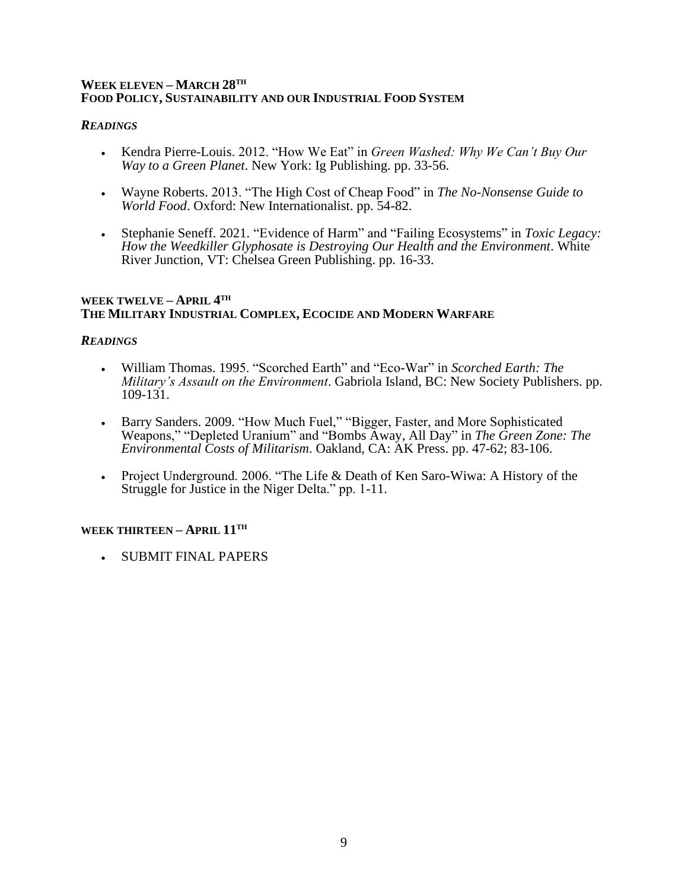### WEEK ELEVEN – MARCH 28TH
### FOOD POLICY, SUSTAINABILITY AND OUR INDUSTRIAL FOOD SYSTEM

***READINGS***

- Kendra Pierre-Louis. 2012. "How We Eat" in *Green Washed: Why We Can't Buy Our Way to a Green Planet*. New York: Ig Publishing. pp. 33-56.

- Wayne Roberts. 2013. "The High Cost of Cheap Food" in *The No-Nonsense Guide to World Food*. Oxford: New Internationalist. pp. 54-82.

- Stephanie Seneff. 2021. "Evidence of Harm" and "Failing Ecosystems" in *Toxic Legacy: How the Weedkiller Glyphosate is Destroying Our Health and the Environment*. White River Junction, VT: Chelsea Green Publishing. pp. 16-33.

### WEEK TWELVE – APRIL 4TH
### THE MILITARY INDUSTRIAL COMPLEX, ECOCIDE AND MODERN WARFARE

***READINGS***

- William Thomas. 1995. "Scorched Earth" and "Eco-War" in *Scorched Earth: The Military's Assault on the Environment*. Gabriola Island, BC: New Society Publishers. pp. 109-131.

- Barry Sanders. 2009. "How Much Fuel," "Bigger, Faster, and More Sophisticated Weapons," "Depleted Uranium" and "Bombs Away, All Day" in *The Green Zone: The Environmental Costs of Militarism*. Oakland, CA: AK Press. pp. 47-62; 83-106.

- Project Underground. 2006. "The Life & Death of Ken Saro-Wiwa: A History of the Struggle for Justice in the Niger Delta." pp. 1-11.

### WEEK THIRTEEN – APRIL 11TH

- SUBMIT FINAL PAPERS